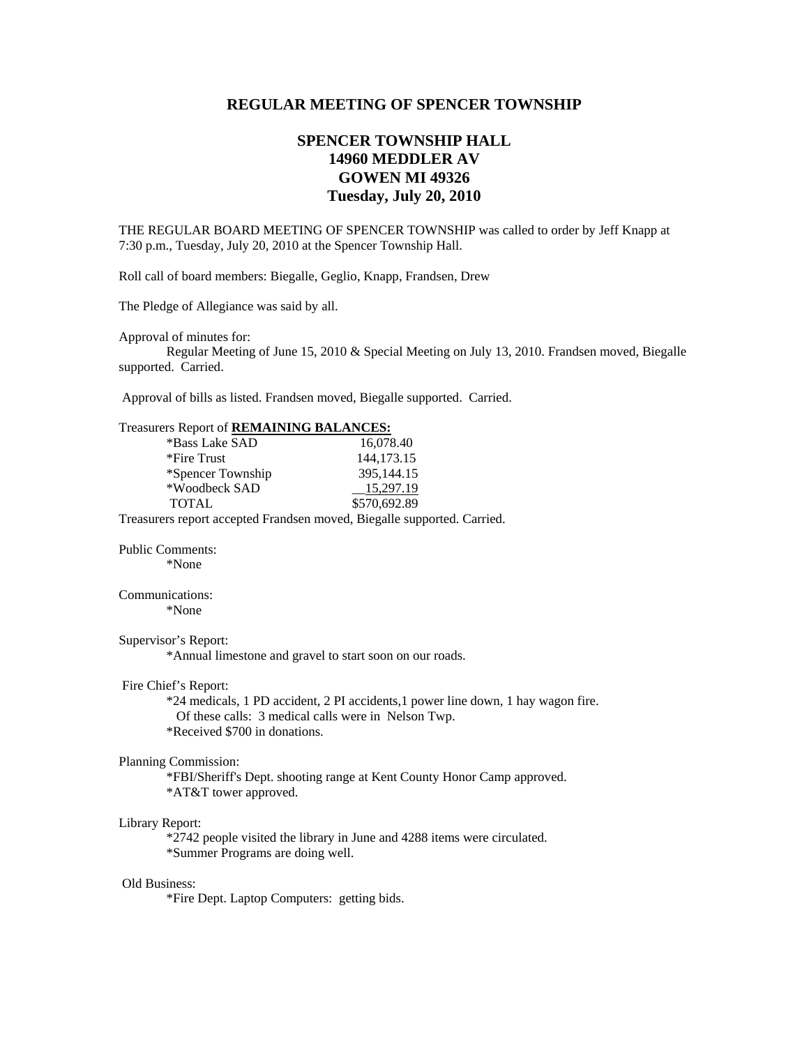# REGULAR MEETING OF SPENCER TOWNSHIP

## SPENCER TOWNSHIP HALL
## 14960 MEDDLER AV
## GOWEN MI 49326
## Tuesday, July 20, 2010

THE REGULAR BOARD MEETING OF SPENCER TOWNSHIP was called to order by Jeff Knapp at 7:30 p.m., Tuesday, July 20, 2010 at the Spencer Township Hall.

Roll call of board members: Biegalle, Geglio, Knapp, Frandsen, Drew

The Pledge of Allegiance was said by all.

Approval of minutes for:

Regular Meeting of June 15, 2010 & Special Meeting on July 13, 2010. Frandsen moved, Biegalle supported. Carried.

Approval of bills as listed. Frandsen moved, Biegalle supported. Carried.

Treasurers Report of **REMAINING BALANCES:**

| | |
|---|---|
| *Bass Lake SAD | 16,078.40 |
| *Fire Trust | 144,173.15 |
| *Spencer Township | 395,144.15 |
| *Woodbeck SAD | 15,297.19 |
| TOTAL | $570,692.89 |

Treasurers report accepted Frandsen moved, Biegalle supported. Carried.

Public Comments:

*None

Communications:

*None

Supervisor's Report:

*Annual limestone and gravel to start soon on our roads.

Fire Chief's Report:

*24 medicals, 1 PD accident, 2 PI accidents,1 power line down, 1 hay wagon fire.
Of these calls: 3 medical calls were in Nelson Twp.

*Received $700 in donations.

Planning Commission:

*FBI/Sheriff's Dept. shooting range at Kent County Honor Camp approved.

*AT&T tower approved.

Library Report:

*2742 people visited the library in June and 4288 items were circulated.

*Summer Programs are doing well.

Old Business:

*Fire Dept. Laptop Computers: getting bids.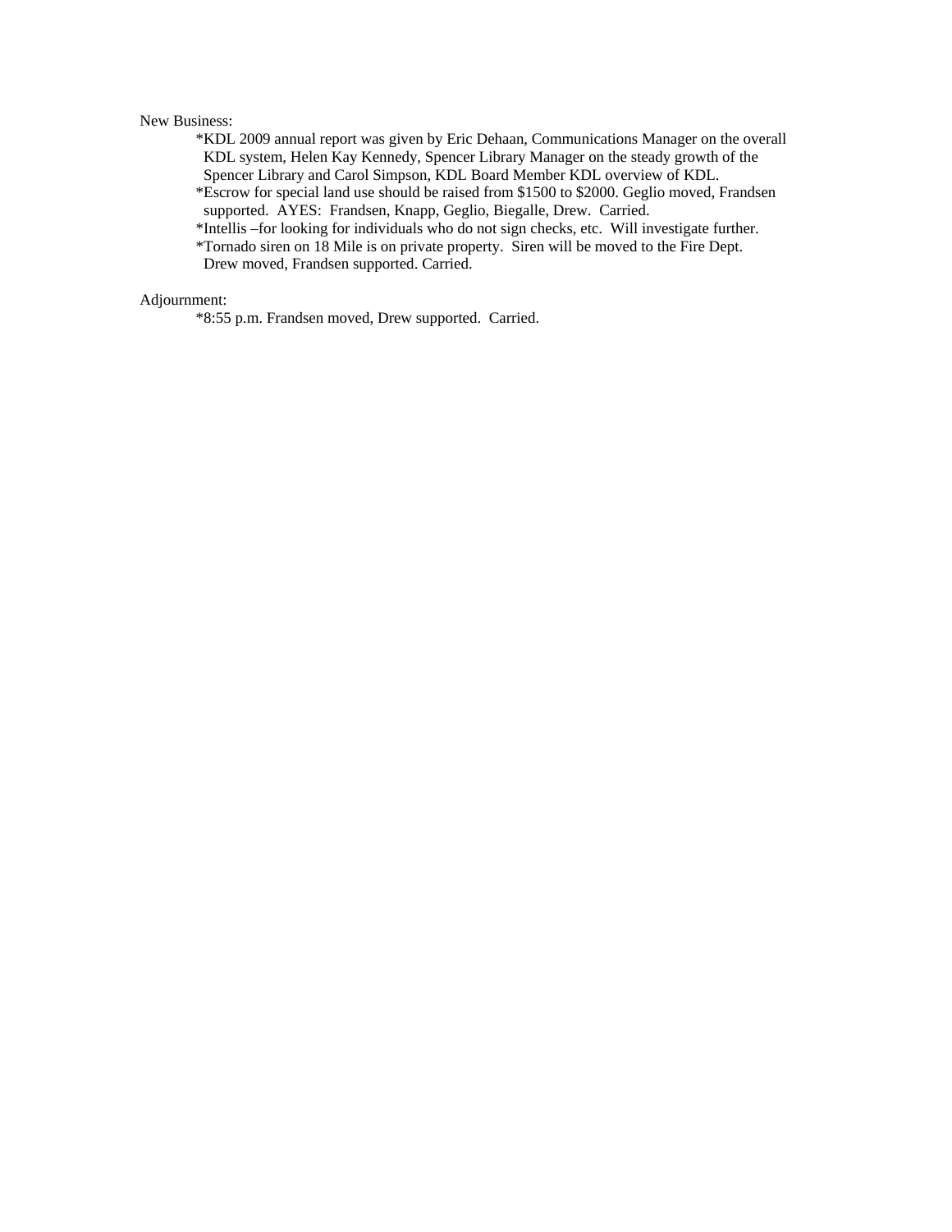New Business:

*KDL 2009 annual report was given by Eric Dehaan, Communications Manager on the overall KDL system, Helen Kay Kennedy, Spencer Library Manager on the steady growth of the Spencer Library and Carol Simpson, KDL Board Member KDL overview of KDL.

*Escrow for special land use should be raised from $1500 to $2000. Geglio moved, Frandsen supported. AYES: Frandsen, Knapp, Geglio, Biegalle, Drew. Carried.

*Intellis –for looking for individuals who do not sign checks, etc. Will investigate further.

*Tornado siren on 18 Mile is on private property. Siren will be moved to the Fire Dept. Drew moved, Frandsen supported. Carried.

Adjournment:

*8:55 p.m. Frandsen moved, Drew supported. Carried.